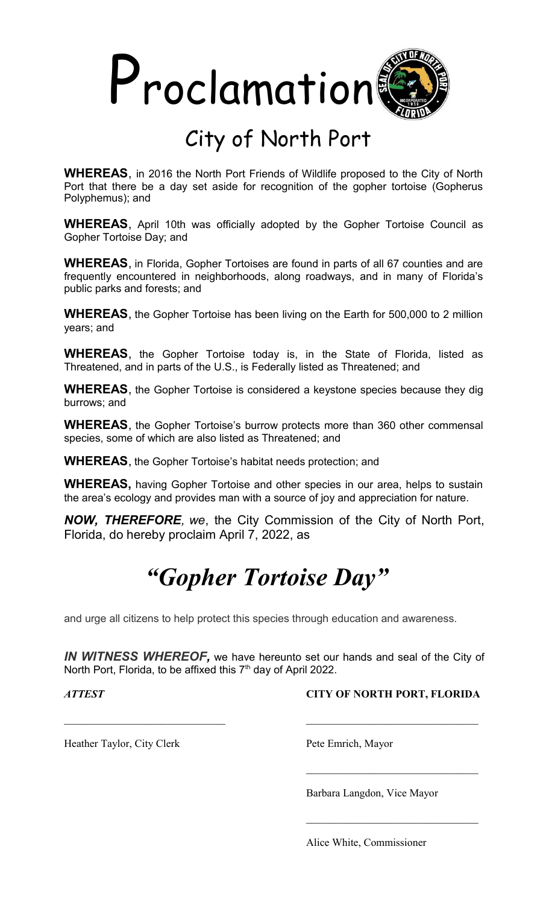# Proclamation

## City of North Port

**WHEREAS**, in 2016 the North Port Friends of Wildlife proposed to the City of North Port that there be a day set aside for recognition of the gopher tortoise (Gopherus Polyphemus); and

**WHEREAS**, April 10th was officially adopted by the Gopher Tortoise Council as Gopher Tortoise Day; and

**WHEREAS**, in Florida, Gopher Tortoises are found in parts of all 67 counties and are frequently encountered in neighborhoods, along roadways, and in many of Florida's public parks and forests; and

**WHEREAS**, the Gopher Tortoise has been living on the Earth for 500,000 to 2 million years; and

**WHEREAS**, the Gopher Tortoise today is, in the State of Florida, listed as Threatened, and in parts of the U.S., is Federally listed as Threatened; and

**WHEREAS**, the Gopher Tortoise is considered a keystone species because they dig burrows; and

**WHEREAS**, the Gopher Tortoise's burrow protects more than 360 other commensal species, some of which are also listed as Threatened; and

**WHEREAS**, the Gopher Tortoise's habitat needs protection; and

**WHEREAS,** having Gopher Tortoise and other species in our area, helps to sustain the area's ecology and provides man with a source of joy and appreciation for nature.

***NOW, THEREFORE**, we*, the City Commission of the City of North Port, Florida, do hereby proclaim April 7, 2022, as

# *"Gopher Tortoise Day"*

and urge all citizens to help protect this species through education and awareness.

***IN WITNESS WHEREOF,*** we have hereunto set our hands and seal of the City of North Port, Florida, to be affixed this 7th day of April 2022.

***ATTEST*** **CITY OF NORTH PORT, FLORIDA**

______________________________

Heather Taylor, City Clerk

______________________________

Pete Emrich, Mayor

______________________________

Barbara Langdon, Vice Mayor

______________________________

Alice White, Commissioner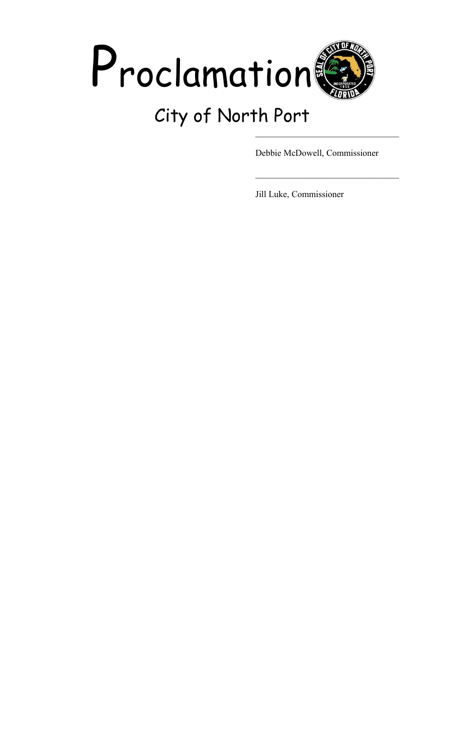# Proclamation

## City of North Port

\_\_\_\_\_\_\_\_\_\_\_\_\_\_\_\_\_\_\_\_\_\_\_\_\_\_\_\_\_\_\_\_

Debbie McDowell, Commissioner

\_\_\_\_\_\_\_\_\_\_\_\_\_\_\_\_\_\_\_\_\_\_\_\_\_\_\_\_\_\_\_\_

Jill Luke, Commissioner